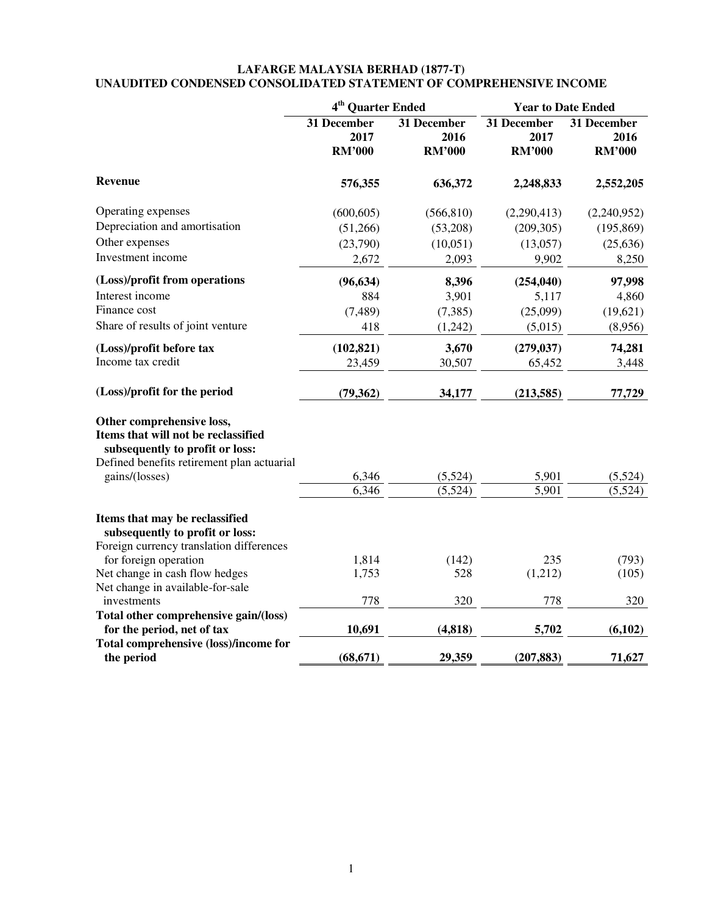# LAFARGE MALAYSIA BERHAD (1877-T)
## UNAUDITED CONDENSED CONSOLIDATED STATEMENT OF COMPREHENSIVE INCOME

| | 4th Quarter Ended | | Year to Date Ended | |
|---|---|---|---|---|
| | 31 December 2017 RM'000 | 31 December 2016 RM'000 | 31 December 2017 RM'000 | 31 December 2016 RM'000 |
| **Revenue** | **576,355** | **636,372** | **2,248,833** | **2,552,205** |
| Operating expenses | (600,605) | (566,810) | (2,290,413) | (2,240,952) |
| Depreciation and amortisation | (51,266) | (53,208) | (209,305) | (195,869) |
| Other expenses | (23,790) | (10,051) | (13,057) | (25,636) |
| Investment income | 2,672 | 2,093 | 9,902 | 8,250 |
| **(Loss)/profit from operations** | **(96,634)** | **8,396** | **(254,040)** | **97,998** |
| Interest income | 884 | 3,901 | 5,117 | 4,860 |
| Finance cost | (7,489) | (7,385) | (25,099) | (19,621) |
| Share of results of joint venture | 418 | (1,242) | (5,015) | (8,956) |
| **(Loss)/profit before tax** | **(102,821)** | **3,670** | **(279,037)** | **74,281** |
| Income tax credit | 23,459 | 30,507 | 65,452 | 3,448 |
| **(Loss)/profit for the period** | **(79,362)** | **34,177** | **(213,585)** | **77,729** |
| **Other comprehensive loss,** | | | | |
| **Items that will not be reclassified subsequently to profit or loss:** | | | | |
| Defined benefits retirement plan actuarial gains/(losses) | 6,346 | (5,524) | 5,901 | (5,524) |
| | 6,346 | (5,524) | 5,901 | (5,524) |
| **Items that may be reclassified subsequently to profit or loss:** | | | | |
| Foreign currency translation differences for foreign operation | 1,814 | (142) | 235 | (793) |
| Net change in cash flow hedges | 1,753 | 528 | (1,212) | (105) |
| Net change in available-for-sale investments | 778 | 320 | 778 | 320 |
| **Total other comprehensive gain/(loss) for the period, net of tax** | **10,691** | **(4,818)** | **5,702** | **(6,102)** |
| **Total comprehensive (loss)/income for the period** | **(68,671)** | **29,359** | **(207,883)** | **71,627** |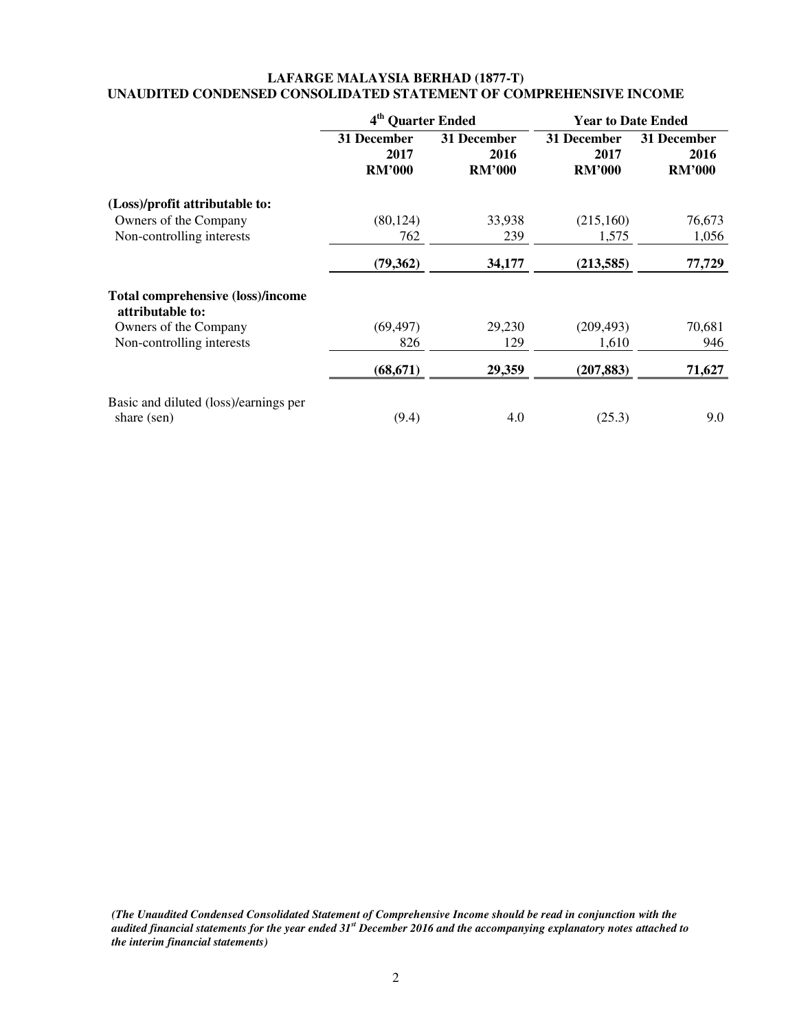# LAFARGE MALAYSIA BERHAD (1877-T)
## UNAUDITED CONDENSED CONSOLIDATED STATEMENT OF COMPREHENSIVE INCOME

| | 4th Quarter Ended | | Year to Date Ended | |
|---|---|---|---|---|
| | 31 December 2017 RM'000 | 31 December 2016 RM'000 | 31 December 2017 RM'000 | 31 December 2016 RM'000 |
| **(Loss)/profit attributable to:** | | | | |
| Owners of the Company | (80,124) | 33,938 | (215,160) | 76,673 |
| Non-controlling interests | 762 | 239 | 1,575 | 1,056 |
| | **(79,362)** | **34,177** | **(213,585)** | **77,729** |
| **Total comprehensive (loss)/income attributable to:** | | | | |
| Owners of the Company | (69,497) | 29,230 | (209,493) | 70,681 |
| Non-controlling interests | 826 | 129 | 1,610 | 946 |
| | **(68,671)** | **29,359** | **(207,883)** | **71,627** |
| Basic and diluted (loss)/earnings per share (sen) | (9.4) | 4.0 | (25.3) | 9.0 |

***(The Unaudited Condensed Consolidated Statement of Comprehensive Income should be read in conjunction with the audited financial statements for the year ended 31st December 2016 and the accompanying explanatory notes attached to the interim financial statements)***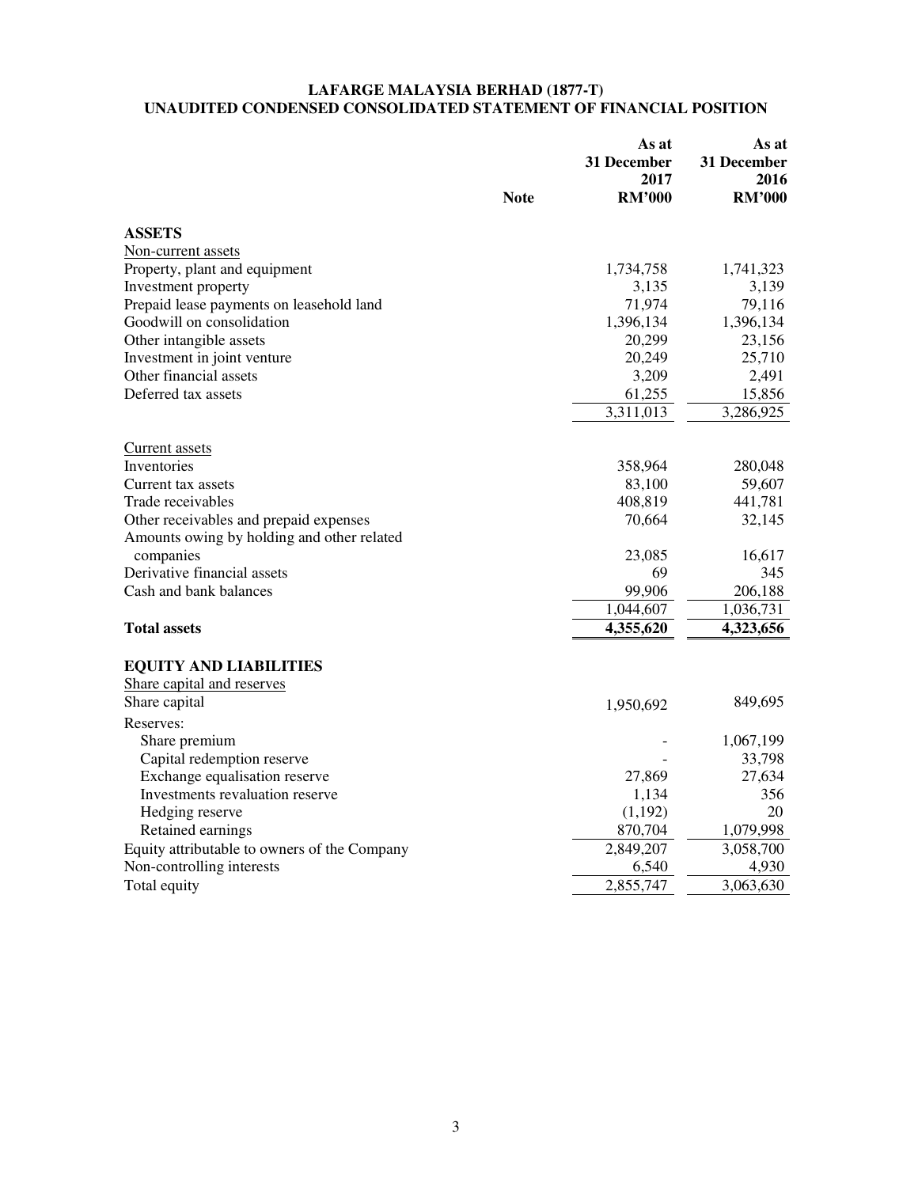# LAFARGE MALAYSIA BERHAD (1877-T)
## UNAUDITED CONDENSED CONSOLIDATED STATEMENT OF FINANCIAL POSITION

| | Note | As at 31 December 2017 RM'000 | As at 31 December 2016 RM'000 |
|---|---|---|---|
| **ASSETS** | | | |
| Non-current assets | | | |
| Property, plant and equipment | | 1,734,758 | 1,741,323 |
| Investment property | | 3,135 | 3,139 |
| Prepaid lease payments on leasehold land | | 71,974 | 79,116 |
| Goodwill on consolidation | | 1,396,134 | 1,396,134 |
| Other intangible assets | | 20,299 | 23,156 |
| Investment in joint venture | | 20,249 | 25,710 |
| Other financial assets | | 3,209 | 2,491 |
| Deferred tax assets | | 61,255 | 15,856 |
| | | 3,311,013 | 3,286,925 |
| Current assets | | | |
| Inventories | | 358,964 | 280,048 |
| Current tax assets | | 83,100 | 59,607 |
| Trade receivables | | 408,819 | 441,781 |
| Other receivables and prepaid expenses | | 70,664 | 32,145 |
| Amounts owing by holding and other related companies | | 23,085 | 16,617 |
| Derivative financial assets | | 69 | 345 |
| Cash and bank balances | | 99,906 | 206,188 |
| | | 1,044,607 | 1,036,731 |
| **Total assets** | | **4,355,620** | **4,323,656** |
| **EQUITY AND LIABILITIES** | | | |
| Share capital and reserves | | | |
| Share capital | | 1,950,692 | 849,695 |
| Reserves: | | | |
| Share premium | | - | 1,067,199 |
| Capital redemption reserve | | - | 33,798 |
| Exchange equalisation reserve | | 27,869 | 27,634 |
| Investments revaluation reserve | | 1,134 | 356 |
| Hedging reserve | | (1,192) | 20 |
| Retained earnings | | 870,704 | 1,079,998 |
| Equity attributable to owners of the Company | | 2,849,207 | 3,058,700 |
| Non-controlling interests | | 6,540 | 4,930 |
| Total equity | | 2,855,747 | 3,063,630 |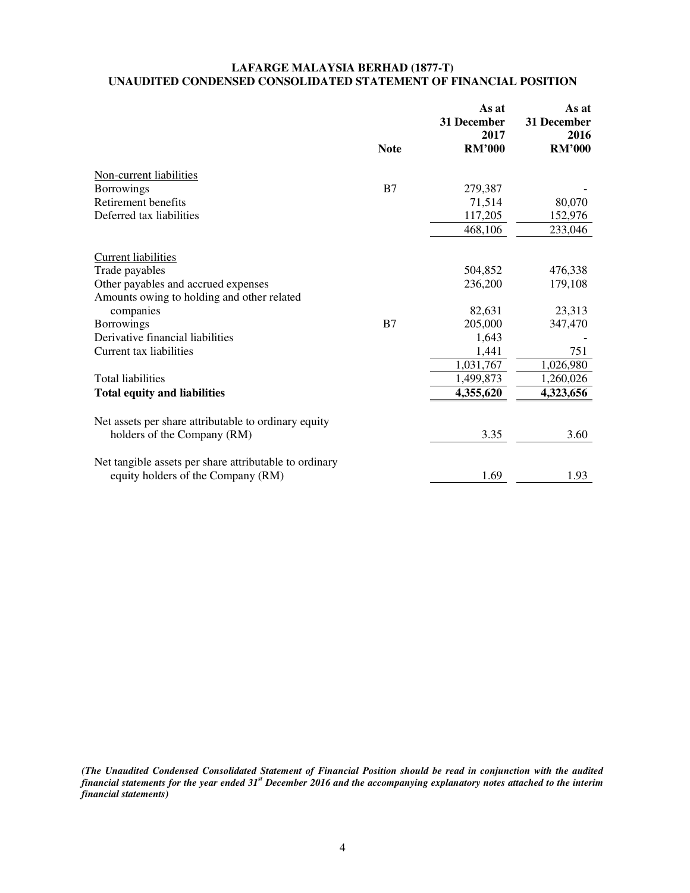**LAFARGE MALAYSIA BERHAD (1877-T)**
**UNAUDITED CONDENSED CONSOLIDATED STATEMENT OF FINANCIAL POSITION**

| | Note | As at 31 December 2017 RM'000 | As at 31 December 2016 RM'000 |
|---|---|---|---|
| Non-current liabilities | | | |
| Borrowings | B7 | 279,387 | - |
| Retirement benefits | | 71,514 | 80,070 |
| Deferred tax liabilities | | 117,205 | 152,976 |
| | | 468,106 | 233,046 |
| Current liabilities | | | |
| Trade payables | | 504,852 | 476,338 |
| Other payables and accrued expenses | | 236,200 | 179,108 |
| Amounts owing to holding and other related companies | | 82,631 | 23,313 |
| Borrowings | B7 | 205,000 | 347,470 |
| Derivative financial liabilities | | 1,643 | - |
| Current tax liabilities | | 1,441 | 751 |
| | | 1,031,767 | 1,026,980 |
| Total liabilities | | 1,499,873 | 1,260,026 |
| **Total equity and liabilities** | | **4,355,620** | **4,323,656** |
| Net assets per share attributable to ordinary equity holders of the Company (RM) | | 3.35 | 3.60 |
| Net tangible assets per share attributable to ordinary equity holders of the Company (RM) | | 1.69 | 1.93 |

***(The Unaudited Condensed Consolidated Statement of Financial Position should be read in conjunction with the audited financial statements for the year ended 31st December 2016 and the accompanying explanatory notes attached to the interim financial statements)***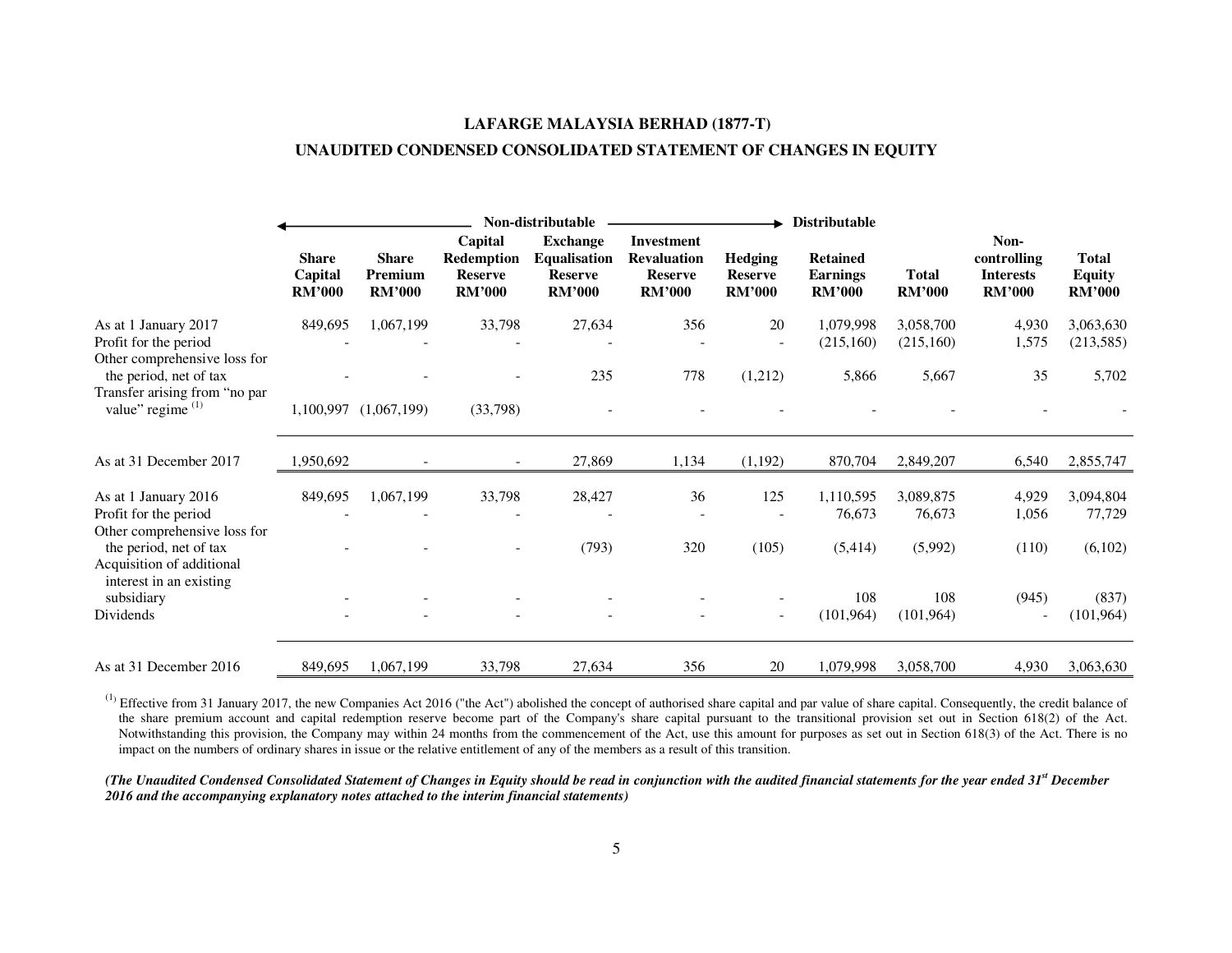**LAFARGE MALAYSIA BERHAD (1877-T)**

**UNAUDITED CONDENSED CONSOLIDATED STATEMENT OF CHANGES IN EQUITY**

| | ← Non-distributable | | | | | → | Distributable | | | |
|---|---|---|---|---|---|---|---|---|---|---|
| | **Share Capital RM'000** | **Share Premium RM'000** | **Capital Redemption Reserve RM'000** | **Exchange Equalisation Reserve RM'000** | **Investment Revaluation Reserve RM'000** | **Hedging Reserve RM'000** | **Retained Earnings RM'000** | **Total RM'000** | **Non-controlling Interests RM'000** | **Total Equity RM'000** |
| As at 1 January 2017 | 849,695 | 1,067,199 | 33,798 | 27,634 | 356 | 20 | 1,079,998 | 3,058,700 | 4,930 | 3,063,630 |
| Profit for the period | - | - | - | - | - | - | (215,160) | (215,160) | 1,575 | (213,585) |
| Other comprehensive loss for the period, net of tax | - | - | - | 235 | 778 | (1,212) | 5,866 | 5,667 | 35 | 5,702 |
| Transfer arising from "no par value" regime [(1)] | 1,100,997 | (1,067,199) | (33,798) | - | - | - | - | - | - | - |
| As at 31 December 2017 | 1,950,692 | - | - | 27,869 | 1,134 | (1,192) | 870,704 | 2,849,207 | 6,540 | 2,855,747 |
| As at 1 January 2016 | 849,695 | 1,067,199 | 33,798 | 28,427 | 36 | 125 | 1,110,595 | 3,089,875 | 4,929 | 3,094,804 |
| Profit for the period | - | - | - | - | - | - | 76,673 | 76,673 | 1,056 | 77,729 |
| Other comprehensive loss for the period, net of tax | - | - | - | (793) | 320 | (105) | (5,414) | (5,992) | (110) | (6,102) |
| Acquisition of additional interest in an existing subsidiary | - | - | - | - | - | - | 108 | 108 | (945) | (837) |
| Dividends | - | - | - | - | - | - | (101,964) | (101,964) | - | (101,964) |
| As at 31 December 2016 | 849,695 | 1,067,199 | 33,798 | 27,634 | 356 | 20 | 1,079,998 | 3,058,700 | 4,930 | 3,063,630 |

[(1)] Effective from 31 January 2017, the new Companies Act 2016 ("the Act") abolished the concept of authorised share capital and par value of share capital. Consequently, the credit balance of the share premium account and capital redemption reserve become part of the Company's share capital pursuant to the transitional provision set out in Section 618(2) of the Act. Notwithstanding this provision, the Company may within 24 months from the commencement of the Act, use this amount for purposes as set out in Section 618(3) of the Act. There is no impact on the numbers of ordinary shares in issue or the relative entitlement of any of the members as a result of this transition.

***(The Unaudited Condensed Consolidated Statement of Changes in Equity should be read in conjunction with the audited financial statements for the year ended 31st December 2016 and the accompanying explanatory notes attached to the interim financial statements)***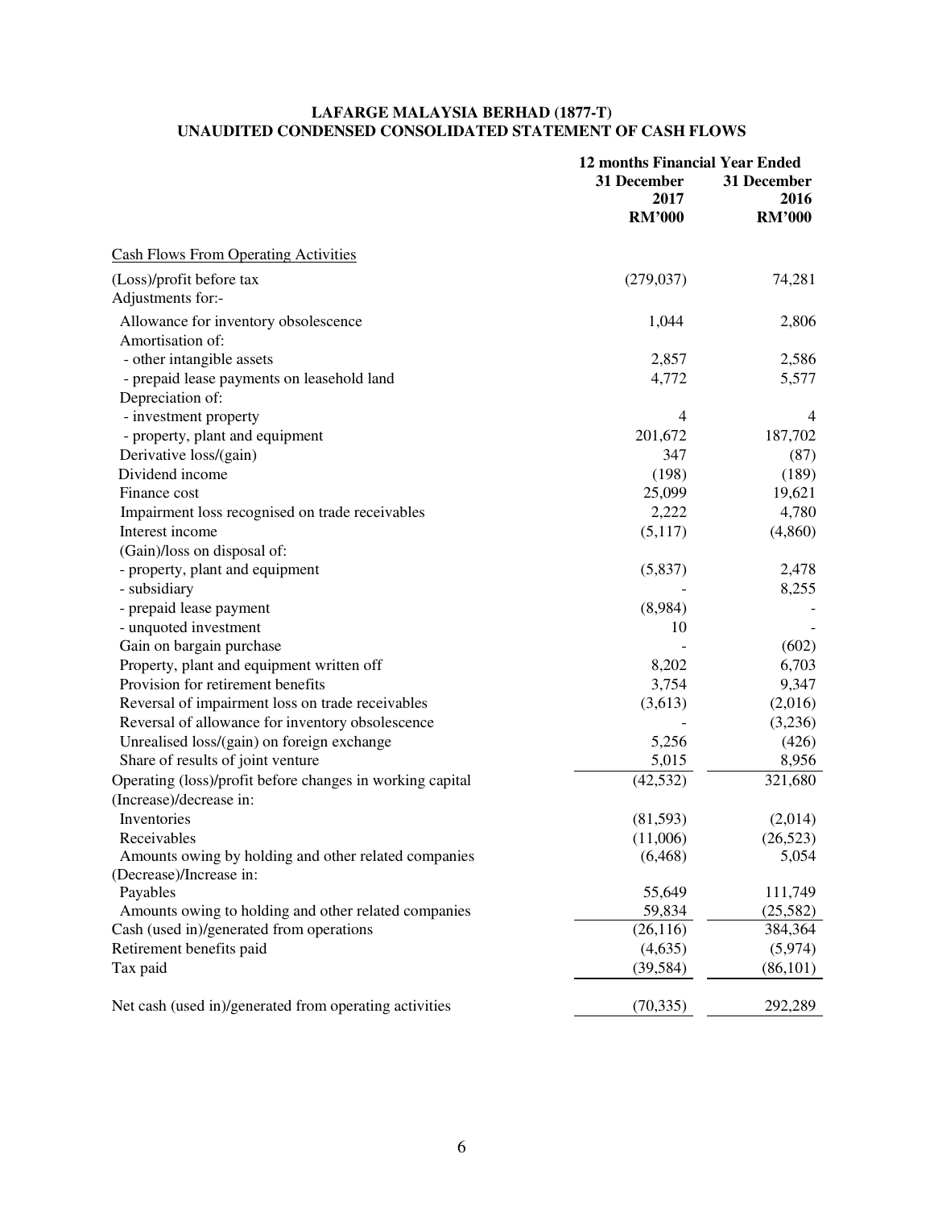**LAFARGE MALAYSIA BERHAD (1877-T)**
**UNAUDITED CONDENSED CONSOLIDATED STATEMENT OF CASH FLOWS**

| | 12 months Financial Year Ended | |
|---|---|---|
| | 31 December 2017 RM'000 | 31 December 2016 RM'000 |
| Cash Flows From Operating Activities | | |
| (Loss)/profit before tax | (279,037) | 74,281 |
| Adjustments for:- | | |
| Allowance for inventory obsolescence | 1,044 | 2,806 |
| Amortisation of: | | |
| - other intangible assets | 2,857 | 2,586 |
| - prepaid lease payments on leasehold land | 4,772 | 5,577 |
| Depreciation of: | | |
| - investment property | 4 | 4 |
| - property, plant and equipment | 201,672 | 187,702 |
| Derivative loss/(gain) | 347 | (87) |
| Dividend income | (198) | (189) |
| Finance cost | 25,099 | 19,621 |
| Impairment loss recognised on trade receivables | 2,222 | 4,780 |
| Interest income | (5,117) | (4,860) |
| (Gain)/loss on disposal of: | | |
| - property, plant and equipment | (5,837) | 2,478 |
| - subsidiary | - | 8,255 |
| - prepaid lease payment | (8,984) | - |
| - unquoted investment | 10 | - |
| Gain on bargain purchase | - | (602) |
| Property, plant and equipment written off | 8,202 | 6,703 |
| Provision for retirement benefits | 3,754 | 9,347 |
| Reversal of impairment loss on trade receivables | (3,613) | (2,016) |
| Reversal of allowance for inventory obsolescence | - | (3,236) |
| Unrealised loss/(gain) on foreign exchange | 5,256 | (426) |
| Share of results of joint venture | 5,015 | 8,956 |
| Operating (loss)/profit before changes in working capital | (42,532) | 321,680 |
| (Increase)/decrease in: | | |
| Inventories | (81,593) | (2,014) |
| Receivables | (11,006) | (26,523) |
| Amounts owing by holding and other related companies | (6,468) | 5,054 |
| (Decrease)/Increase in: | | |
| Payables | 55,649 | 111,749 |
| Amounts owing to holding and other related companies | 59,834 | (25,582) |
| Cash (used in)/generated from operations | (26,116) | 384,364 |
| Retirement benefits paid | (4,635) | (5,974) |
| Tax paid | (39,584) | (86,101) |
| Net cash (used in)/generated from operating activities | (70,335) | 292,289 |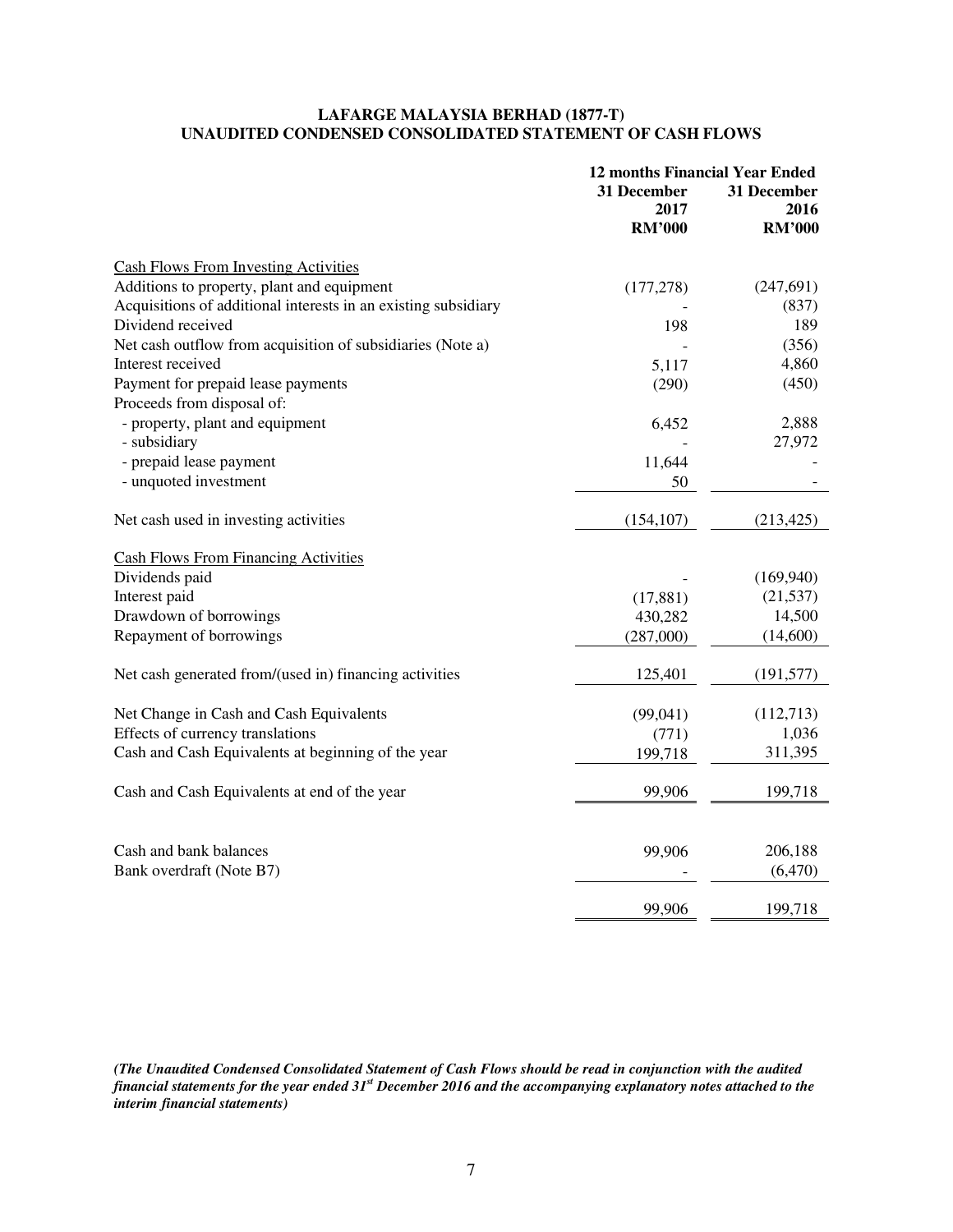**LAFARGE MALAYSIA BERHAD (1877-T)**
**UNAUDITED CONDENSED CONSOLIDATED STATEMENT OF CASH FLOWS**

| | 12 months Financial Year Ended | |
|---|---|---|
| | 31 December 2017 RM'000 | 31 December 2016 RM'000 |
| Cash Flows From Investing Activities | | |
| Additions to property, plant and equipment | (177,278) | (247,691) |
| Acquisitions of additional interests in an existing subsidiary | - | (837) |
| Dividend received | 198 | 189 |
| Net cash outflow from acquisition of subsidiaries (Note a) | - | (356) |
| Interest received | 5,117 | 4,860 |
| Payment for prepaid lease payments | (290) | (450) |
| Proceeds from disposal of: | | |
| - property, plant and equipment | 6,452 | 2,888 |
| - subsidiary | - | 27,972 |
| - prepaid lease payment | 11,644 | - |
| - unquoted investment | 50 | - |
| Net cash used in investing activities | (154,107) | (213,425) |
| Cash Flows From Financing Activities | | |
| Dividends paid | - | (169,940) |
| Interest paid | (17,881) | (21,537) |
| Drawdown of borrowings | 430,282 | 14,500 |
| Repayment of borrowings | (287,000) | (14,600) |
| Net cash generated from/(used in) financing activities | 125,401 | (191,577) |
| Net Change in Cash and Cash Equivalents | (99,041) | (112,713) |
| Effects of currency translations | (771) | 1,036 |
| Cash and Cash Equivalents at beginning of the year | 199,718 | 311,395 |
| Cash and Cash Equivalents at end of the year | 99,906 | 199,718 |
| Cash and bank balances | 99,906 | 206,188 |
| Bank overdraft (Note B7) | - | (6,470) |
| | 99,906 | 199,718 |

***(The Unaudited Condensed Consolidated Statement of Cash Flows should be read in conjunction with the audited financial statements for the year ended 31st December 2016 and the accompanying explanatory notes attached to the interim financial statements)***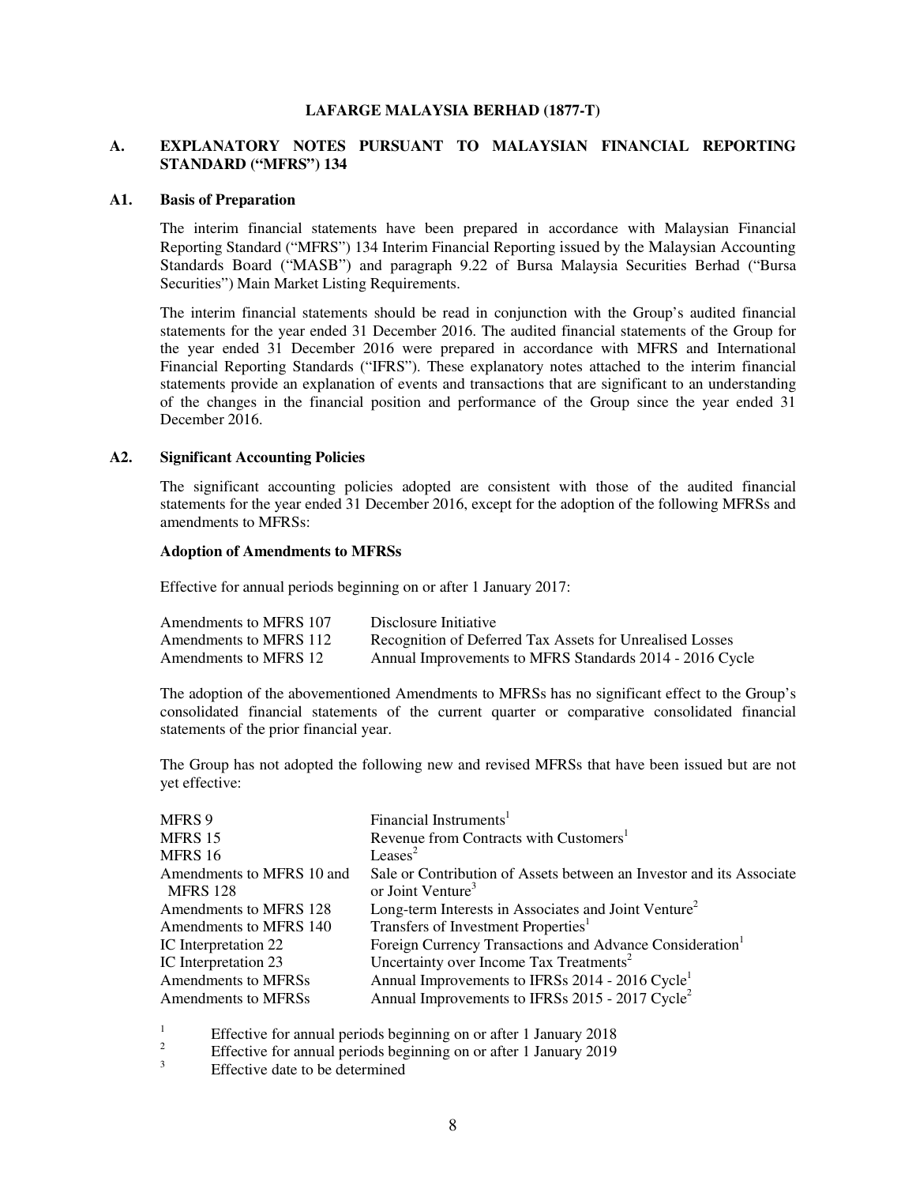**LAFARGE MALAYSIA BERHAD (1877-T)**

## A. EXPLANATORY NOTES PURSUANT TO MALAYSIAN FINANCIAL REPORTING STANDARD ("MFRS") 134

### A1. Basis of Preparation

The interim financial statements have been prepared in accordance with Malaysian Financial Reporting Standard ("MFRS") 134 Interim Financial Reporting issued by the Malaysian Accounting Standards Board ("MASB") and paragraph 9.22 of Bursa Malaysia Securities Berhad ("Bursa Securities") Main Market Listing Requirements.

The interim financial statements should be read in conjunction with the Group's audited financial statements for the year ended 31 December 2016. The audited financial statements of the Group for the year ended 31 December 2016 were prepared in accordance with MFRS and International Financial Reporting Standards ("IFRS"). These explanatory notes attached to the interim financial statements provide an explanation of events and transactions that are significant to an understanding of the changes in the financial position and performance of the Group since the year ended 31 December 2016.

### A2. Significant Accounting Policies

The significant accounting policies adopted are consistent with those of the audited financial statements for the year ended 31 December 2016, except for the adoption of the following MFRSs and amendments to MFRSs:

**Adoption of Amendments to MFRSs**

Effective for annual periods beginning on or after 1 January 2017:

| | |
|---|---|
| Amendments to MFRS 107 | Disclosure Initiative |
| Amendments to MFRS 112 | Recognition of Deferred Tax Assets for Unrealised Losses |
| Amendments to MFRS 12 | Annual Improvements to MFRS Standards 2014 - 2016 Cycle |

The adoption of the abovementioned Amendments to MFRSs has no significant effect to the Group's consolidated financial statements of the current quarter or comparative consolidated financial statements of the prior financial year.

The Group has not adopted the following new and revised MFRSs that have been issued but are not yet effective:

| | |
|---|---|
| MFRS 9 | Financial Instruments[1] |
| MFRS 15 | Revenue from Contracts with Customers[1] |
| MFRS 16 | Leases[2] |
| Amendments to MFRS 10 and MFRS 128 | Sale or Contribution of Assets between an Investor and its Associate or Joint Venture[3] |
| Amendments to MFRS 128 | Long-term Interests in Associates and Joint Venture[2] |
| Amendments to MFRS 140 | Transfers of Investment Properties[1] |
| IC Interpretation 22 | Foreign Currency Transactions and Advance Consideration[1] |
| IC Interpretation 23 | Uncertainty over Income Tax Treatments[2] |
| Amendments to MFRSs | Annual Improvements to IFRSs 2014 - 2016 Cycle[1] |
| Amendments to MFRSs | Annual Improvements to IFRSs 2015 - 2017 Cycle[2] |

[1] Effective for annual periods beginning on or after 1 January 2018

[2] Effective for annual periods beginning on or after 1 January 2019

[3] Effective date to be determined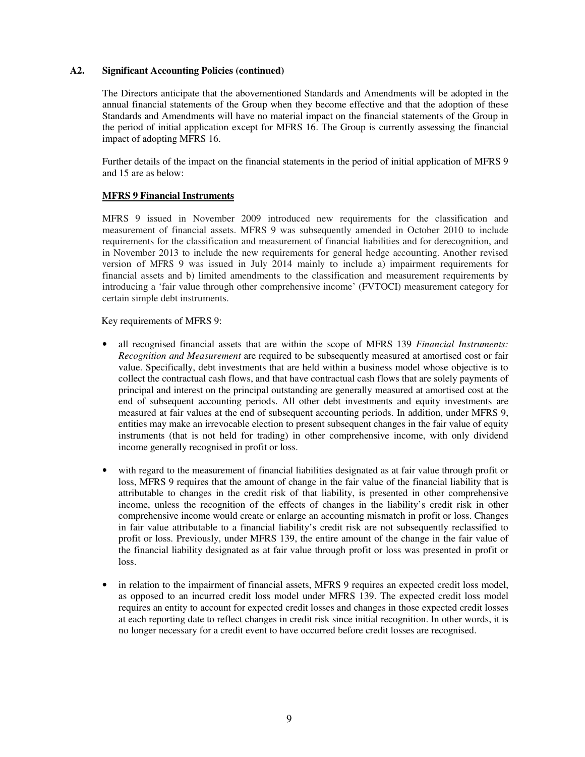## A2. Significant Accounting Policies (continued)

The Directors anticipate that the abovementioned Standards and Amendments will be adopted in the annual financial statements of the Group when they become effective and that the adoption of these Standards and Amendments will have no material impact on the financial statements of the Group in the period of initial application except for MFRS 16. The Group is currently assessing the financial impact of adopting MFRS 16.

Further details of the impact on the financial statements in the period of initial application of MFRS 9 and 15 are as below:

### MFRS 9 Financial Instruments

MFRS 9 issued in November 2009 introduced new requirements for the classification and measurement of financial assets. MFRS 9 was subsequently amended in October 2010 to include requirements for the classification and measurement of financial liabilities and for derecognition, and in November 2013 to include the new requirements for general hedge accounting. Another revised version of MFRS 9 was issued in July 2014 mainly to include a) impairment requirements for financial assets and b) limited amendments to the classification and measurement requirements by introducing a 'fair value through other comprehensive income' (FVTOCI) measurement category for certain simple debt instruments.

Key requirements of MFRS 9:

- all recognised financial assets that are within the scope of MFRS 139 *Financial Instruments: Recognition and Measurement* are required to be subsequently measured at amortised cost or fair value. Specifically, debt investments that are held within a business model whose objective is to collect the contractual cash flows, and that have contractual cash flows that are solely payments of principal and interest on the principal outstanding are generally measured at amortised cost at the end of subsequent accounting periods. All other debt investments and equity investments are measured at fair values at the end of subsequent accounting periods. In addition, under MFRS 9, entities may make an irrevocable election to present subsequent changes in the fair value of equity instruments (that is not held for trading) in other comprehensive income, with only dividend income generally recognised in profit or loss.

- with regard to the measurement of financial liabilities designated as at fair value through profit or loss, MFRS 9 requires that the amount of change in the fair value of the financial liability that is attributable to changes in the credit risk of that liability, is presented in other comprehensive income, unless the recognition of the effects of changes in the liability's credit risk in other comprehensive income would create or enlarge an accounting mismatch in profit or loss. Changes in fair value attributable to a financial liability's credit risk are not subsequently reclassified to profit or loss. Previously, under MFRS 139, the entire amount of the change in the fair value of the financial liability designated as at fair value through profit or loss was presented in profit or loss.

- in relation to the impairment of financial assets, MFRS 9 requires an expected credit loss model, as opposed to an incurred credit loss model under MFRS 139. The expected credit loss model requires an entity to account for expected credit losses and changes in those expected credit losses at each reporting date to reflect changes in credit risk since initial recognition. In other words, it is no longer necessary for a credit event to have occurred before credit losses are recognised.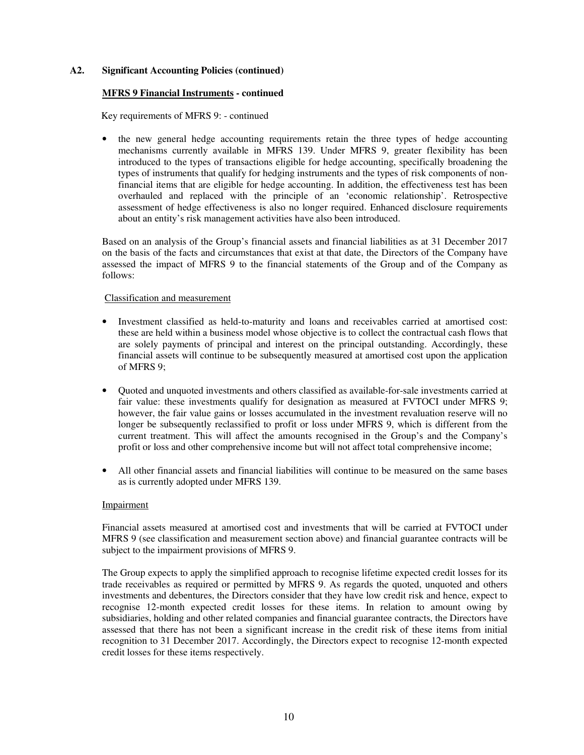## A2. Significant Accounting Policies (continued)

**MFRS 9 Financial Instruments - continued**

Key requirements of MFRS 9: - continued

- the new general hedge accounting requirements retain the three types of hedge accounting mechanisms currently available in MFRS 139. Under MFRS 9, greater flexibility has been introduced to the types of transactions eligible for hedge accounting, specifically broadening the types of instruments that qualify for hedging instruments and the types of risk components of non-financial items that are eligible for hedge accounting. In addition, the effectiveness test has been overhauled and replaced with the principle of an 'economic relationship'. Retrospective assessment of hedge effectiveness is also no longer required. Enhanced disclosure requirements about an entity's risk management activities have also been introduced.

Based on an analysis of the Group's financial assets and financial liabilities as at 31 December 2017 on the basis of the facts and circumstances that exist at that date, the Directors of the Company have assessed the impact of MFRS 9 to the financial statements of the Group and of the Company as follows:

Classification and measurement

- Investment classified as held-to-maturity and loans and receivables carried at amortised cost: these are held within a business model whose objective is to collect the contractual cash flows that are solely payments of principal and interest on the principal outstanding. Accordingly, these financial assets will continue to be subsequently measured at amortised cost upon the application of MFRS 9;

- Quoted and unquoted investments and others classified as available-for-sale investments carried at fair value: these investments qualify for designation as measured at FVTOCI under MFRS 9; however, the fair value gains or losses accumulated in the investment revaluation reserve will no longer be subsequently reclassified to profit or loss under MFRS 9, which is different from the current treatment. This will affect the amounts recognised in the Group's and the Company's profit or loss and other comprehensive income but will not affect total comprehensive income;

- All other financial assets and financial liabilities will continue to be measured on the same bases as is currently adopted under MFRS 139.

Impairment

Financial assets measured at amortised cost and investments that will be carried at FVTOCI under MFRS 9 (see classification and measurement section above) and financial guarantee contracts will be subject to the impairment provisions of MFRS 9.

The Group expects to apply the simplified approach to recognise lifetime expected credit losses for its trade receivables as required or permitted by MFRS 9. As regards the quoted, unquoted and others investments and debentures, the Directors consider that they have low credit risk and hence, expect to recognise 12-month expected credit losses for these items. In relation to amount owing by subsidiaries, holding and other related companies and financial guarantee contracts, the Directors have assessed that there has not been a significant increase in the credit risk of these items from initial recognition to 31 December 2017. Accordingly, the Directors expect to recognise 12-month expected credit losses for these items respectively.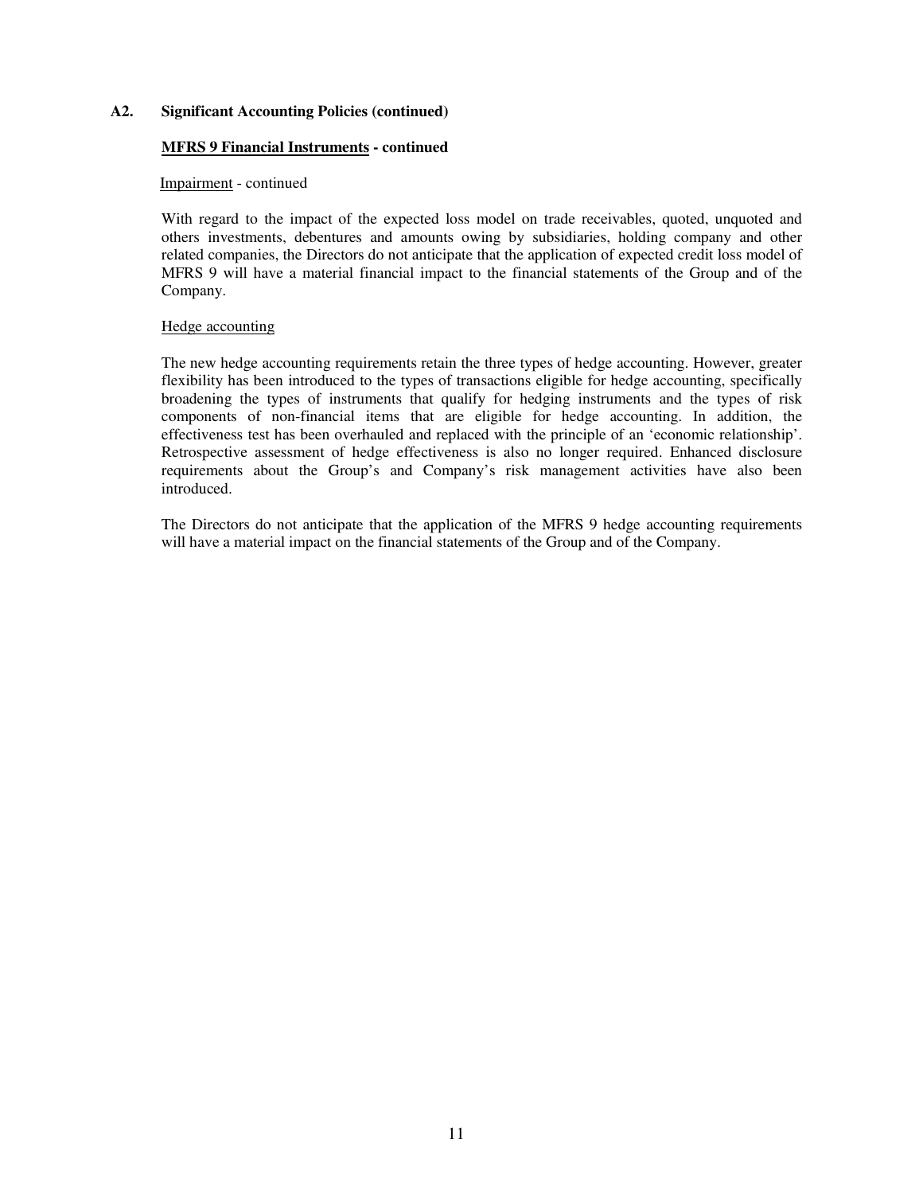**A2. Significant Accounting Policies (continued)**

**<u>MFRS 9 Financial Instruments</u> - continued**

<u>Impairment</u> - continued

With regard to the impact of the expected loss model on trade receivables, quoted, unquoted and others investments, debentures and amounts owing by subsidiaries, holding company and other related companies, the Directors do not anticipate that the application of expected credit loss model of MFRS 9 will have a material financial impact to the financial statements of the Group and of the Company.

<u>Hedge accounting</u>

The new hedge accounting requirements retain the three types of hedge accounting. However, greater flexibility has been introduced to the types of transactions eligible for hedge accounting, specifically broadening the types of instruments that qualify for hedging instruments and the types of risk components of non-financial items that are eligible for hedge accounting. In addition, the effectiveness test has been overhauled and replaced with the principle of an 'economic relationship'. Retrospective assessment of hedge effectiveness is also no longer required. Enhanced disclosure requirements about the Group's and Company's risk management activities have also been introduced.

The Directors do not anticipate that the application of the MFRS 9 hedge accounting requirements will have a material impact on the financial statements of the Group and of the Company.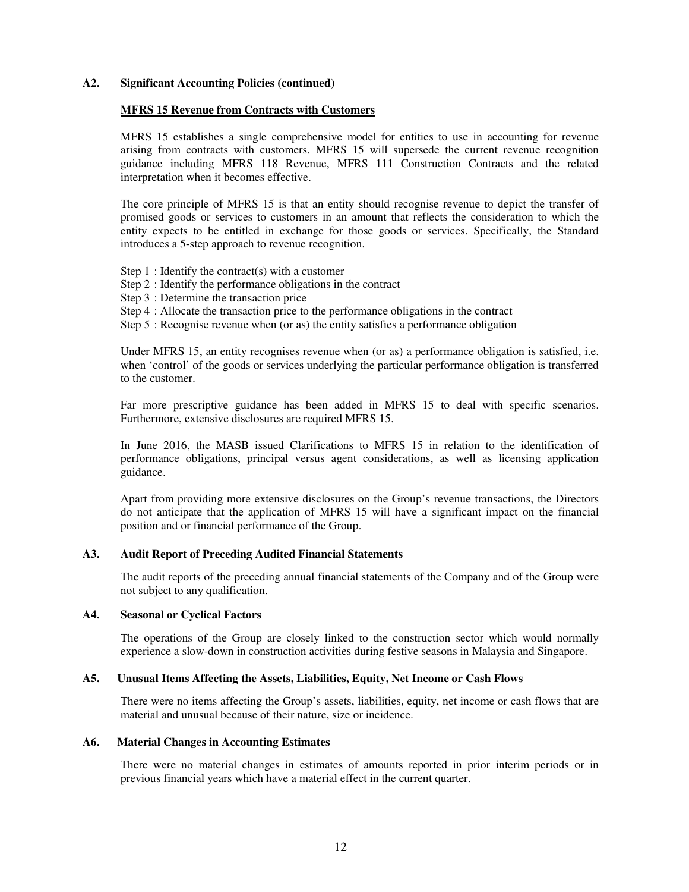## A2. Significant Accounting Policies (continued)

**MFRS 15 Revenue from Contracts with Customers**

MFRS 15 establishes a single comprehensive model for entities to use in accounting for revenue arising from contracts with customers. MFRS 15 will supersede the current revenue recognition guidance including MFRS 118 Revenue, MFRS 111 Construction Contracts and the related interpretation when it becomes effective.

The core principle of MFRS 15 is that an entity should recognise revenue to depict the transfer of promised goods or services to customers in an amount that reflects the consideration to which the entity expects to be entitled in exchange for those goods or services. Specifically, the Standard introduces a 5-step approach to revenue recognition.

Step 1 : Identify the contract(s) with a customer
Step 2 : Identify the performance obligations in the contract
Step 3 : Determine the transaction price
Step 4 : Allocate the transaction price to the performance obligations in the contract
Step 5 : Recognise revenue when (or as) the entity satisfies a performance obligation

Under MFRS 15, an entity recognises revenue when (or as) a performance obligation is satisfied, i.e. when 'control' of the goods or services underlying the particular performance obligation is transferred to the customer.

Far more prescriptive guidance has been added in MFRS 15 to deal with specific scenarios. Furthermore, extensive disclosures are required MFRS 15.

In June 2016, the MASB issued Clarifications to MFRS 15 in relation to the identification of performance obligations, principal versus agent considerations, as well as licensing application guidance.

Apart from providing more extensive disclosures on the Group's revenue transactions, the Directors do not anticipate that the application of MFRS 15 will have a significant impact on the financial position and or financial performance of the Group.

## A3. Audit Report of Preceding Audited Financial Statements

The audit reports of the preceding annual financial statements of the Company and of the Group were not subject to any qualification.

## A4. Seasonal or Cyclical Factors

The operations of the Group are closely linked to the construction sector which would normally experience a slow-down in construction activities during festive seasons in Malaysia and Singapore.

## A5. Unusual Items Affecting the Assets, Liabilities, Equity, Net Income or Cash Flows

There were no items affecting the Group's assets, liabilities, equity, net income or cash flows that are material and unusual because of their nature, size or incidence.

## A6. Material Changes in Accounting Estimates

There were no material changes in estimates of amounts reported in prior interim periods or in previous financial years which have a material effect in the current quarter.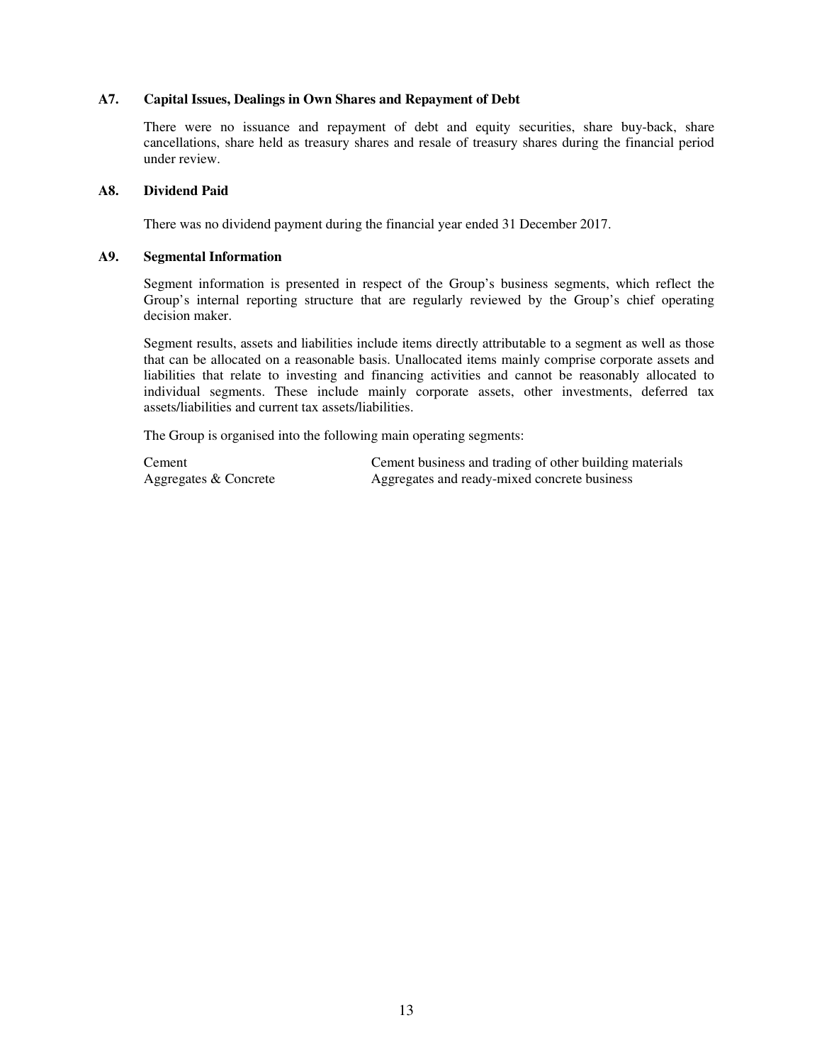### A7. Capital Issues, Dealings in Own Shares and Repayment of Debt

There were no issuance and repayment of debt and equity securities, share buy-back, share cancellations, share held as treasury shares and resale of treasury shares during the financial period under review.

### A8. Dividend Paid

There was no dividend payment during the financial year ended 31 December 2017.

### A9. Segmental Information

Segment information is presented in respect of the Group's business segments, which reflect the Group's internal reporting structure that are regularly reviewed by the Group's chief operating decision maker.

Segment results, assets and liabilities include items directly attributable to a segment as well as those that can be allocated on a reasonable basis. Unallocated items mainly comprise corporate assets and liabilities that relate to investing and financing activities and cannot be reasonably allocated to individual segments. These include mainly corporate assets, other investments, deferred tax assets/liabilities and current tax assets/liabilities.

The Group is organised into the following main operating segments:

| | |
|---|---|
| Cement | Cement business and trading of other building materials |
| Aggregates & Concrete | Aggregates and ready-mixed concrete business |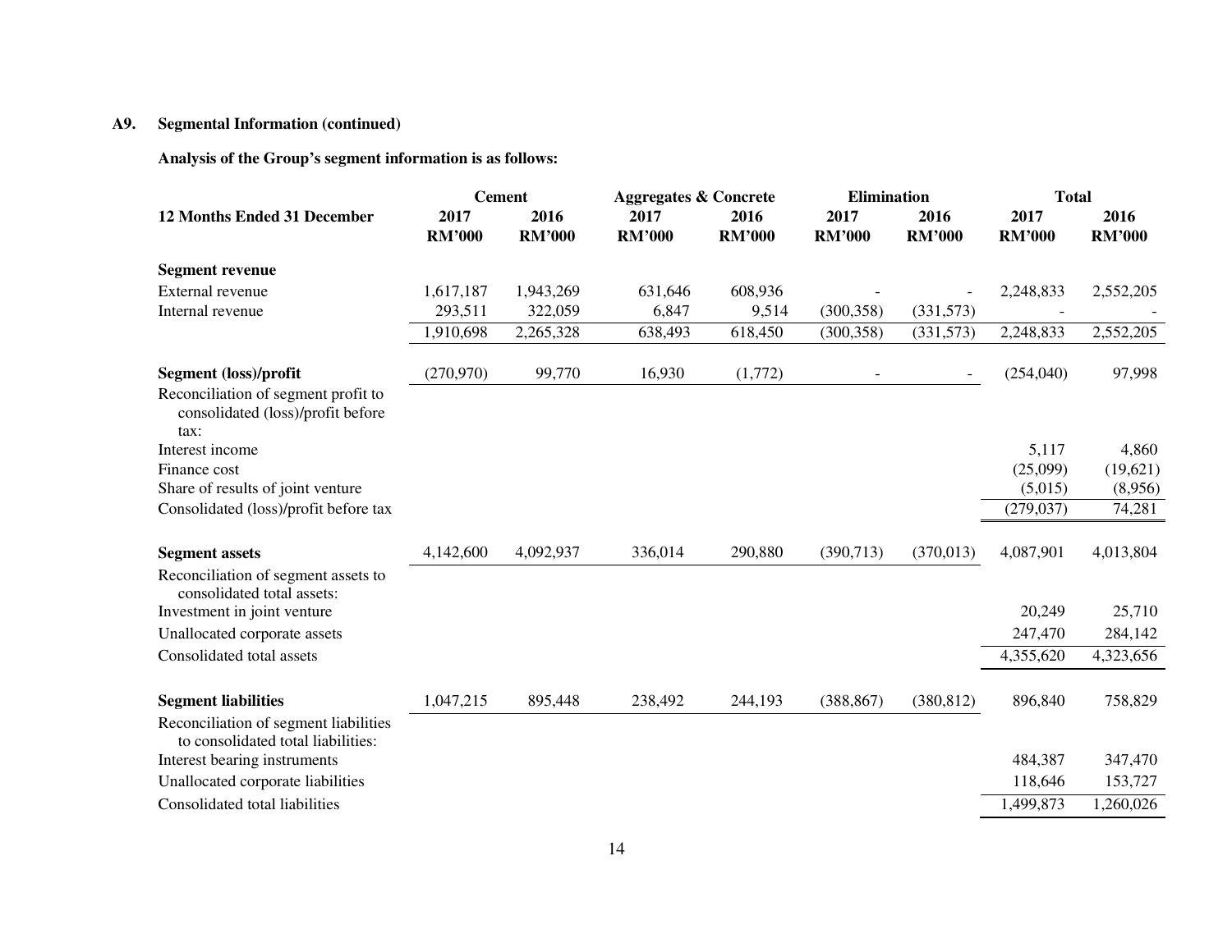### A9. Segmental Information (continued)

**Analysis of the Group's segment information is as follows:**

| 12 Months Ended 31 December | Cement | | Aggregates & Concrete | | Elimination | | Total | |
|---|---|---|---|---|---|---|---|---|
| | 2017 RM'000 | 2016 RM'000 | 2017 RM'000 | 2016 RM'000 | 2017 RM'000 | 2016 RM'000 | 2017 RM'000 | 2016 RM'000 |
| **Segment revenue** | | | | | | | | |
| External revenue | 1,617,187 | 1,943,269 | 631,646 | 608,936 | - | - | 2,248,833 | 2,552,205 |
| Internal revenue | 293,511 | 322,059 | 6,847 | 9,514 | (300,358) | (331,573) | - | - |
| | 1,910,698 | 2,265,328 | 638,493 | 618,450 | (300,358) | (331,573) | 2,248,833 | 2,552,205 |
| **Segment (loss)/profit** | (270,970) | 99,770 | 16,930 | (1,772) | - | - | (254,040) | 97,998 |
| Reconciliation of segment profit to consolidated (loss)/profit before tax: | | | | | | | | |
| Interest income | | | | | | | 5,117 | 4,860 |
| Finance cost | | | | | | | (25,099) | (19,621) |
| Share of results of joint venture | | | | | | | (5,015) | (8,956) |
| Consolidated (loss)/profit before tax | | | | | | | (279,037) | 74,281 |
| **Segment assets** | 4,142,600 | 4,092,937 | 336,014 | 290,880 | (390,713) | (370,013) | 4,087,901 | 4,013,804 |
| Reconciliation of segment assets to consolidated total assets: | | | | | | | | |
| Investment in joint venture | | | | | | | 20,249 | 25,710 |
| Unallocated corporate assets | | | | | | | 247,470 | 284,142 |
| Consolidated total assets | | | | | | | 4,355,620 | 4,323,656 |
| **Segment liabilities** | 1,047,215 | 895,448 | 238,492 | 244,193 | (388,867) | (380,812) | 896,840 | 758,829 |
| Reconciliation of segment liabilities to consolidated total liabilities: | | | | | | | | |
| Interest bearing instruments | | | | | | | 484,387 | 347,470 |
| Unallocated corporate liabilities | | | | | | | 118,646 | 153,727 |
| Consolidated total liabilities | | | | | | | 1,499,873 | 1,260,026 |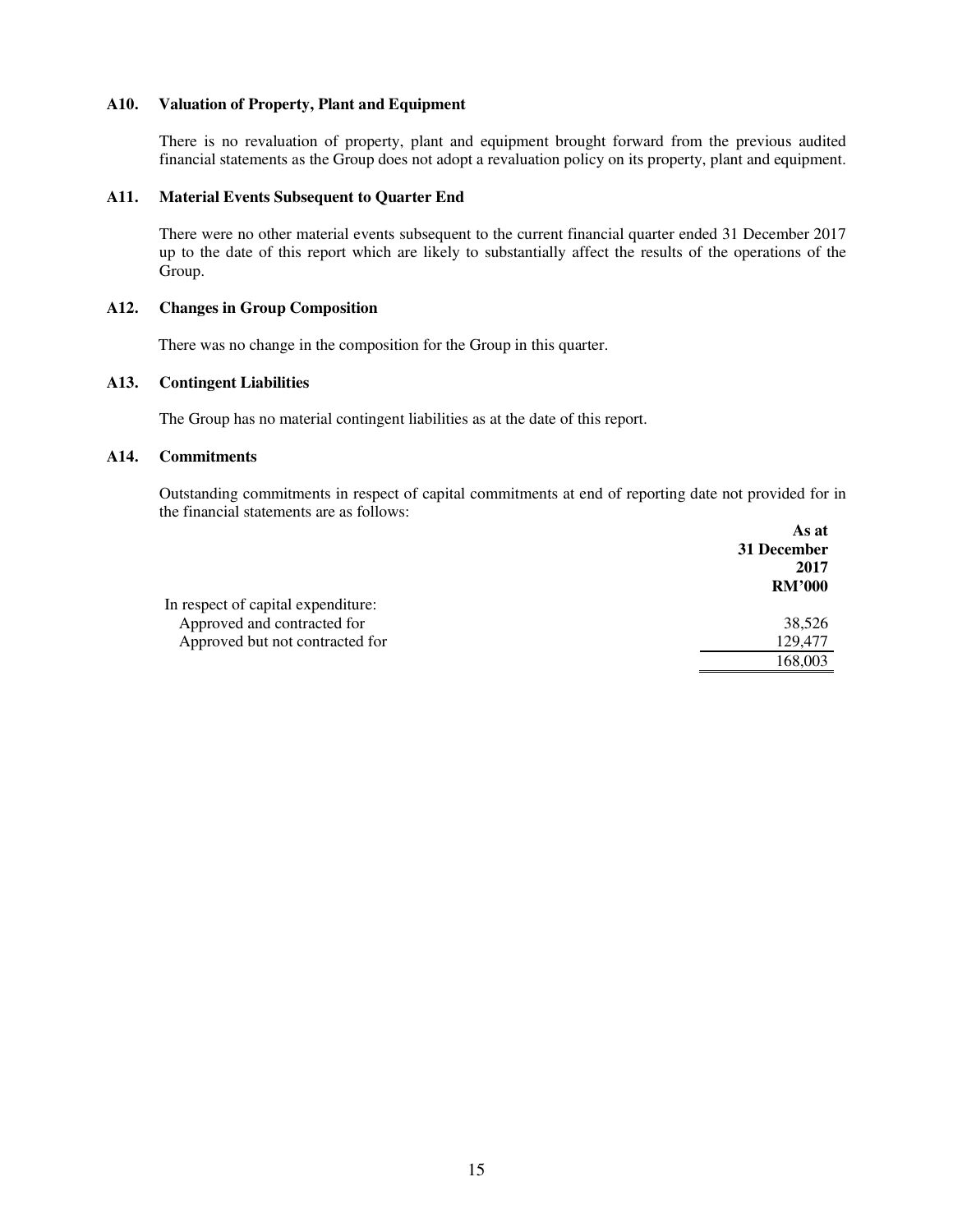### A10. Valuation of Property, Plant and Equipment

There is no revaluation of property, plant and equipment brought forward from the previous audited financial statements as the Group does not adopt a revaluation policy on its property, plant and equipment.

### A11. Material Events Subsequent to Quarter End

There were no other material events subsequent to the current financial quarter ended 31 December 2017 up to the date of this report which are likely to substantially affect the results of the operations of the Group.

### A12. Changes in Group Composition

There was no change in the composition for the Group in this quarter.

### A13. Contingent Liabilities

The Group has no material contingent liabilities as at the date of this report.

### A14. Commitments

Outstanding commitments in respect of capital commitments at end of reporting date not provided for in the financial statements are as follows:

| | As at 31 December 2017 RM'000 |
|---|---|
| In respect of capital expenditure: | |
| Approved and contracted for | 38,526 |
| Approved but not contracted for | 129,477 |
| | 168,003 |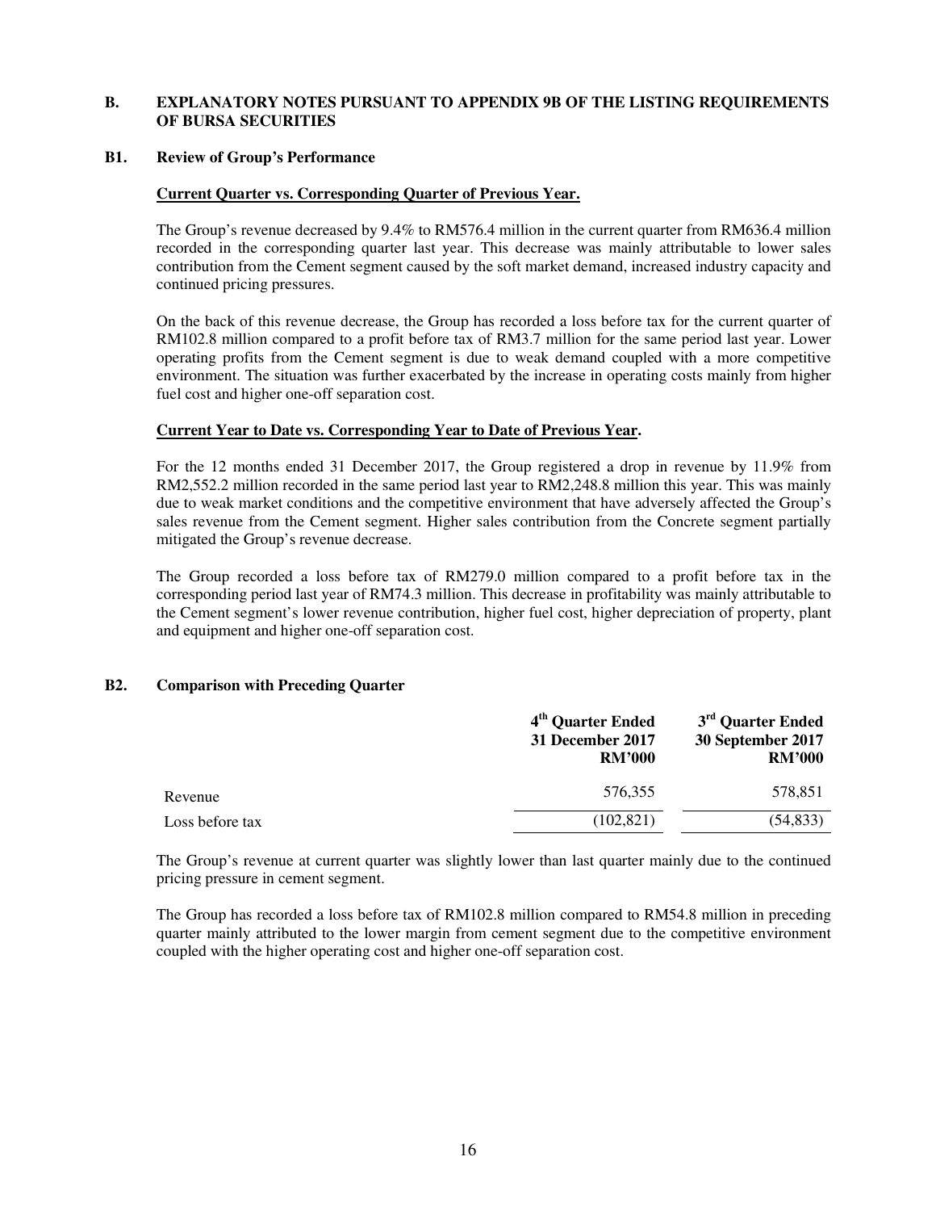## B. EXPLANATORY NOTES PURSUANT TO APPENDIX 9B OF THE LISTING REQUIREMENTS OF BURSA SECURITIES

### B1. Review of Group's Performance

**Current Quarter vs. Corresponding Quarter of Previous Year.**

The Group's revenue decreased by 9.4% to RM576.4 million in the current quarter from RM636.4 million recorded in the corresponding quarter last year. This decrease was mainly attributable to lower sales contribution from the Cement segment caused by the soft market demand, increased industry capacity and continued pricing pressures.

On the back of this revenue decrease, the Group has recorded a loss before tax for the current quarter of RM102.8 million compared to a profit before tax of RM3.7 million for the same period last year. Lower operating profits from the Cement segment is due to weak demand coupled with a more competitive environment. The situation was further exacerbated by the increase in operating costs mainly from higher fuel cost and higher one-off separation cost.

**Current Year to Date vs. Corresponding Year to Date of Previous Year.**

For the 12 months ended 31 December 2017, the Group registered a drop in revenue by 11.9% from RM2,552.2 million recorded in the same period last year to RM2,248.8 million this year. This was mainly due to weak market conditions and the competitive environment that have adversely affected the Group's sales revenue from the Cement segment. Higher sales contribution from the Concrete segment partially mitigated the Group's revenue decrease.

The Group recorded a loss before tax of RM279.0 million compared to a profit before tax in the corresponding period last year of RM74.3 million. This decrease in profitability was mainly attributable to the Cement segment's lower revenue contribution, higher fuel cost, higher depreciation of property, plant and equipment and higher one-off separation cost.

### B2. Comparison with Preceding Quarter

| | 4th Quarter Ended 31 December 2017 RM'000 | 3rd Quarter Ended 30 September 2017 RM'000 |
|---|---|---|
| Revenue | 576,355 | 578,851 |
| Loss before tax | (102,821) | (54,833) |

The Group's revenue at current quarter was slightly lower than last quarter mainly due to the continued pricing pressure in cement segment.

The Group has recorded a loss before tax of RM102.8 million compared to RM54.8 million in preceding quarter mainly attributed to the lower margin from cement segment due to the competitive environment coupled with the higher operating cost and higher one-off separation cost.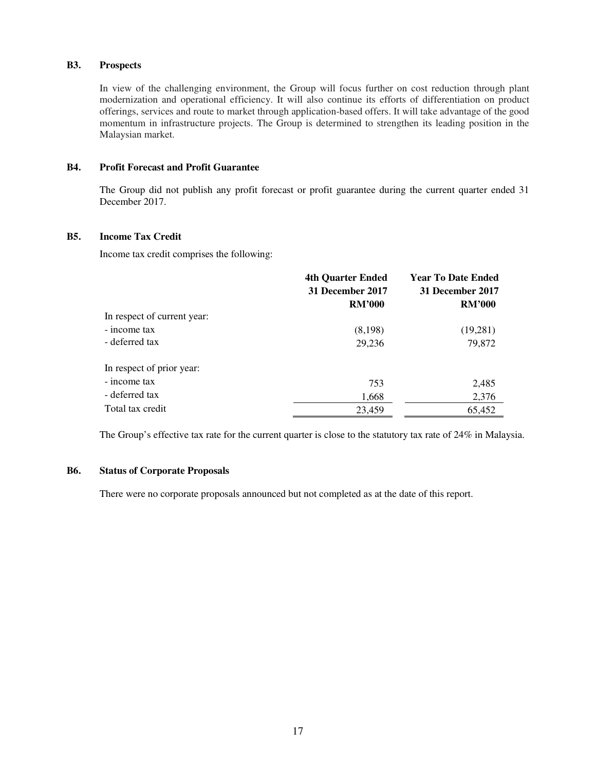## B3. Prospects

In view of the challenging environment, the Group will focus further on cost reduction through plant modernization and operational efficiency. It will also continue its efforts of differentiation on product offerings, services and route to market through application-based offers. It will take advantage of the good momentum in infrastructure projects. The Group is determined to strengthen its leading position in the Malaysian market.

## B4. Profit Forecast and Profit Guarantee

The Group did not publish any profit forecast or profit guarantee during the current quarter ended 31 December 2017.

## B5. Income Tax Credit

Income tax credit comprises the following:

| | 4th Quarter Ended 31 December 2017 RM'000 | Year To Date Ended 31 December 2017 RM'000 |
|---|---|---|
| In respect of current year: | | |
| - income tax | (8,198) | (19,281) |
| - deferred tax | 29,236 | 79,872 |
| | | |
| In respect of prior year: | | |
| - income tax | 753 | 2,485 |
| - deferred tax | 1,668 | 2,376 |
| Total tax credit | 23,459 | 65,452 |

The Group's effective tax rate for the current quarter is close to the statutory tax rate of 24% in Malaysia.

## B6. Status of Corporate Proposals

There were no corporate proposals announced but not completed as at the date of this report.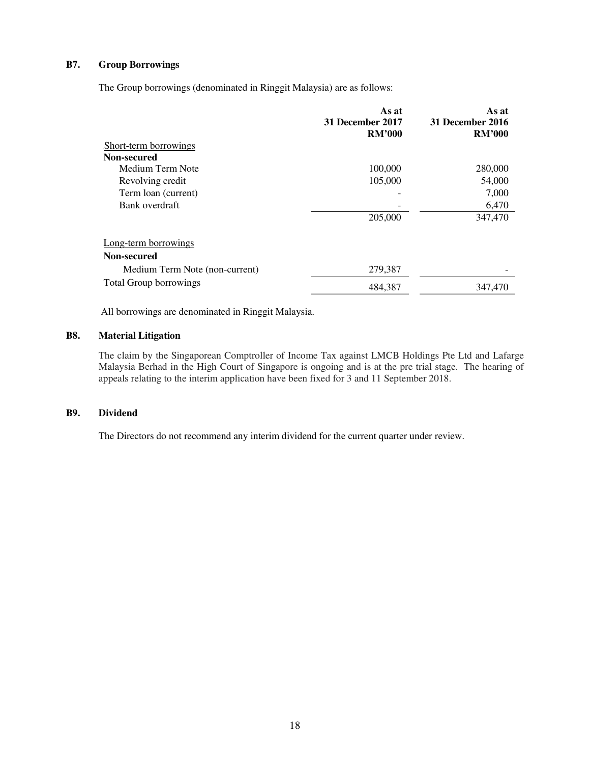### B7. Group Borrowings

The Group borrowings (denominated in Ringgit Malaysia) are as follows:

| | As at 31 December 2017 RM'000 | As at 31 December 2016 RM'000 |
|---|---|---|
| Short-term borrowings | | |
| **Non-secured** | | |
| Medium Term Note | 100,000 | 280,000 |
| Revolving credit | 105,000 | 54,000 |
| Term loan (current) | - | 7,000 |
| Bank overdraft | - | 6,470 |
| | 205,000 | 347,470 |
| Long-term borrowings | | |
| **Non-secured** | | |
| Medium Term Note (non-current) | 279,387 | - |
| Total Group borrowings | 484,387 | 347,470 |

All borrowings are denominated in Ringgit Malaysia.

### B8. Material Litigation

The claim by the Singaporean Comptroller of Income Tax against LMCB Holdings Pte Ltd and Lafarge Malaysia Berhad in the High Court of Singapore is ongoing and is at the pre trial stage. The hearing of appeals relating to the interim application have been fixed for 3 and 11 September 2018.

### B9. Dividend

The Directors do not recommend any interim dividend for the current quarter under review.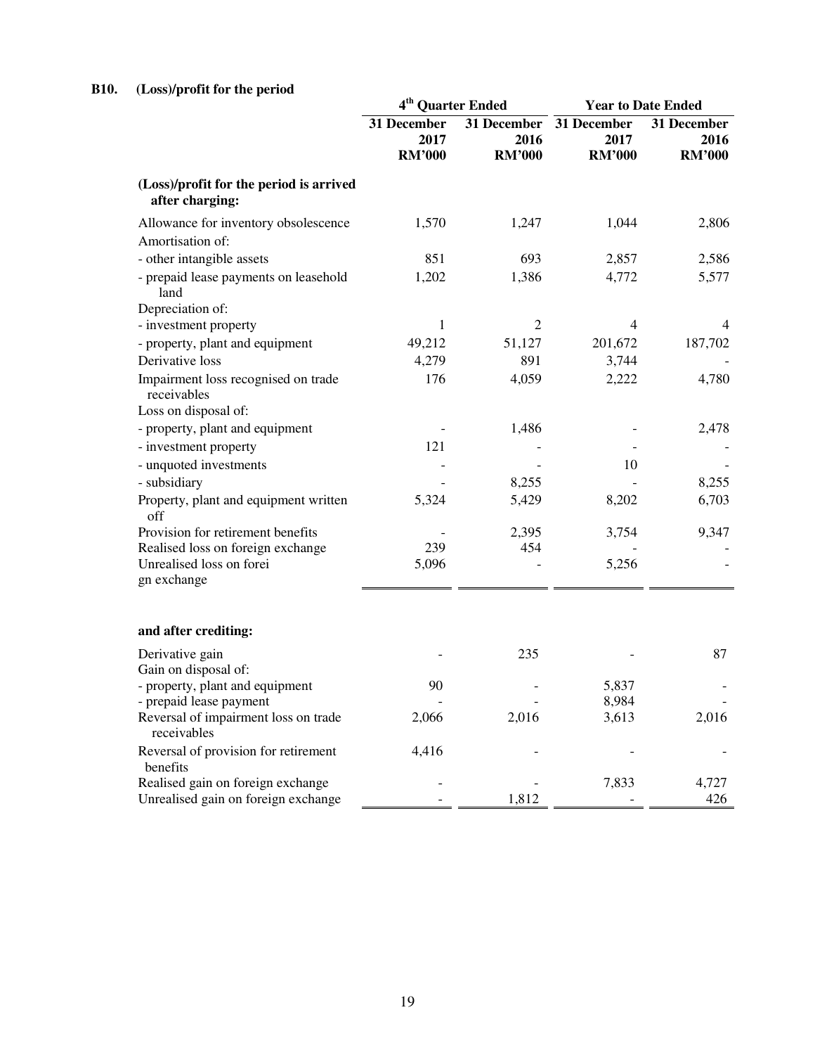## B10. (Loss)/profit for the period

| | 4th Quarter Ended | | Year to Date Ended | |
|---|---|---|---|---|
| | 31 December 2017 RM'000 | 31 December 2016 RM'000 | 31 December 2017 RM'000 | 31 December 2016 RM'000 |
| **(Loss)/profit for the period is arrived after charging:** | | | | |
| Allowance for inventory obsolescence | 1,570 | 1,247 | 1,044 | 2,806 |
| Amortisation of: | | | | |
| - other intangible assets | 851 | 693 | 2,857 | 2,586 |
| - prepaid lease payments on leasehold land | 1,202 | 1,386 | 4,772 | 5,577 |
| Depreciation of: | | | | |
| - investment property | 1 | 2 | 4 | 4 |
| - property, plant and equipment | 49,212 | 51,127 | 201,672 | 187,702 |
| Derivative loss | 4,279 | 891 | 3,744 | - |
| Impairment loss recognised on trade receivables | 176 | 4,059 | 2,222 | 4,780 |
| Loss on disposal of: | | | | |
| - property, plant and equipment | - | 1,486 | - | 2,478 |
| - investment property | 121 | - | - | - |
| - unquoted investments | - | - | 10 | - |
| - subsidiary | - | 8,255 | - | 8,255 |
| Property, plant and equipment written off | 5,324 | 5,429 | 8,202 | 6,703 |
| Provision for retirement benefits | - | 2,395 | 3,754 | 9,347 |
| Realised loss on foreign exchange | 239 | 454 | - | - |
| Unrealised loss on foreign exchange | 5,096 | - | 5,256 | - |
| **and after crediting:** | | | | |
| Derivative gain | - | 235 | - | 87 |
| Gain on disposal of: | | | | |
| - property, plant and equipment | 90 | - | 5,837 | - |
| - prepaid lease payment | - | - | 8,984 | - |
| Reversal of impairment loss on trade receivables | 2,066 | 2,016 | 3,613 | 2,016 |
| Reversal of provision for retirement benefits | 4,416 | - | - | - |
| Realised gain on foreign exchange | - | - | 7,833 | 4,727 |
| Unrealised gain on foreign exchange | - | 1,812 | - | 426 |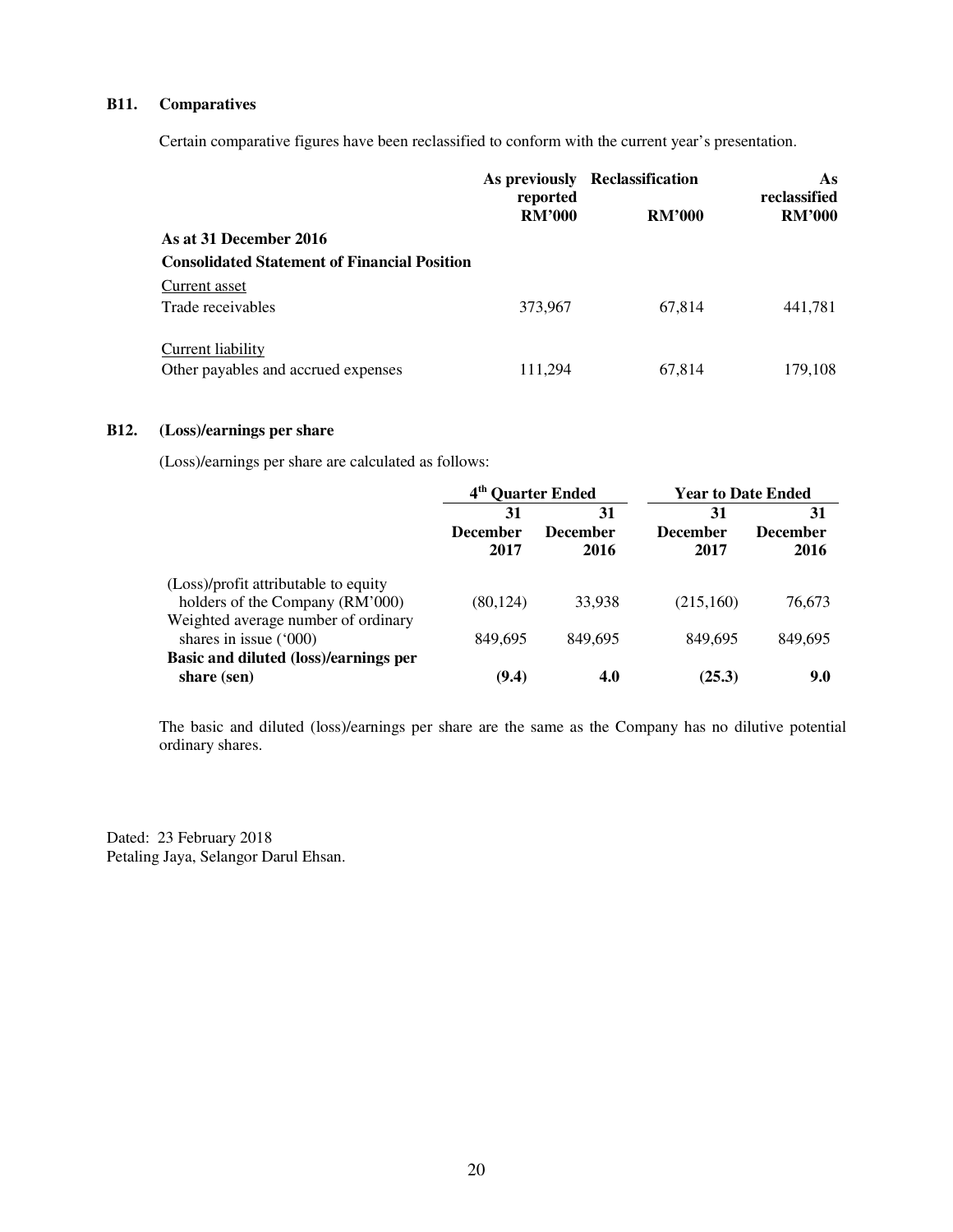## B11. Comparatives

Certain comparative figures have been reclassified to conform with the current year's presentation.

| | As previously reported RM'000 | Reclassification RM'000 | As reclassified RM'000 |
|---|---|---|---|
| **As at 31 December 2016** | | | |
| **Consolidated Statement of Financial Position** | | | |
| Current asset | | | |
| Trade receivables | 373,967 | 67,814 | 441,781 |
| Current liability | | | |
| Other payables and accrued expenses | 111,294 | 67,814 | 179,108 |

## B12. (Loss)/earnings per share

(Loss)/earnings per share are calculated as follows:

| | 4th Quarter Ended | | Year to Date Ended | |
|---|---|---|---|---|
| | 31 December 2017 | 31 December 2016 | 31 December 2017 | 31 December 2016 |
| (Loss)/profit attributable to equity holders of the Company (RM'000) | (80,124) | 33,938 | (215,160) | 76,673 |
| Weighted average number of ordinary shares in issue ('000) | 849,695 | 849,695 | 849,695 | 849,695 |
| **Basic and diluted (loss)/earnings per share (sen)** | **(9.4)** | **4.0** | **(25.3)** | **9.0** |

The basic and diluted (loss)/earnings per share are the same as the Company has no dilutive potential ordinary shares.

Dated: 23 February 2018
Petaling Jaya, Selangor Darul Ehsan.